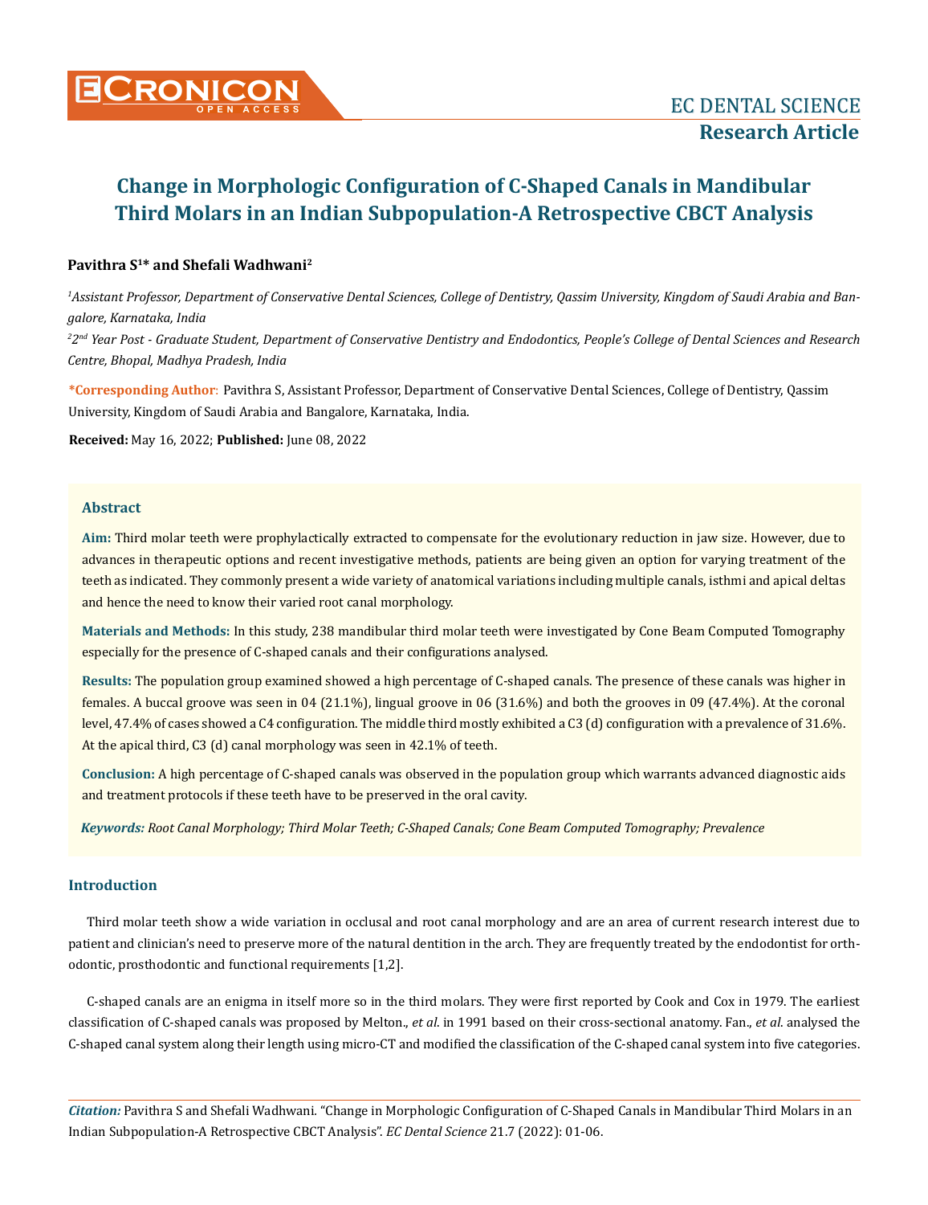# Change in Morphologic Configuration of C-Shaped Canals in Mandibular Third Molars in an Indian Subpopulation-A Retrospective CBCT Analysis

**Research Article**

**Pavithra S[1]* and Shefali Wadhwani[2]**

*[1]Assistant Professor, Department of Conservative Dental Sciences, College of Dentistry, Qassim University, Kingdom of Saudi Arabia and Bangalore, Karnataka, India*

*[2]2nd Year Post - Graduate Student, Department of Conservative Dentistry and Endodontics, People's College of Dental Sciences and Research Centre, Bhopal, Madhya Pradesh, India*

**\*Corresponding Author**: Pavithra S, Assistant Professor, Department of Conservative Dental Sciences, College of Dentistry, Qassim University, Kingdom of Saudi Arabia and Bangalore, Karnataka, India.

**Received:** May 16, 2022; **Published:** June 08, 2022

## Abstract

**Aim:** Third molar teeth were prophylactically extracted to compensate for the evolutionary reduction in jaw size. However, due to advances in therapeutic options and recent investigative methods, patients are being given an option for varying treatment of the teeth as indicated. They commonly present a wide variety of anatomical variations including multiple canals, isthmi and apical deltas and hence the need to know their varied root canal morphology.

**Materials and Methods:** In this study, 238 mandibular third molar teeth were investigated by Cone Beam Computed Tomography especially for the presence of C-shaped canals and their configurations analysed.

**Results:** The population group examined showed a high percentage of C-shaped canals. The presence of these canals was higher in females. A buccal groove was seen in 04 (21.1%), lingual groove in 06 (31.6%) and both the grooves in 09 (47.4%). At the coronal level, 47.4% of cases showed a C4 configuration. The middle third mostly exhibited a C3 (d) configuration with a prevalence of 31.6%. At the apical third, C3 (d) canal morphology was seen in 42.1% of teeth.

**Conclusion:** A high percentage of C-shaped canals was observed in the population group which warrants advanced diagnostic aids and treatment protocols if these teeth have to be preserved in the oral cavity.

***Keywords:*** *Root Canal Morphology; Third Molar Teeth; C-Shaped Canals; Cone Beam Computed Tomography; Prevalence*

## Introduction

Third molar teeth show a wide variation in occlusal and root canal morphology and are an area of current research interest due to patient and clinician's need to preserve more of the natural dentition in the arch. They are frequently treated by the endodontist for orthodontic, prosthodontic and functional requirements [1,2].

C-shaped canals are an enigma in itself more so in the third molars. They were first reported by Cook and Cox in 1979. The earliest classification of C-shaped canals was proposed by Melton., *et al.* in 1991 based on their cross-sectional anatomy. Fan., *et al.* analysed the C-shaped canal system along their length using micro-CT and modified the classification of the C-shaped canal system into five categories.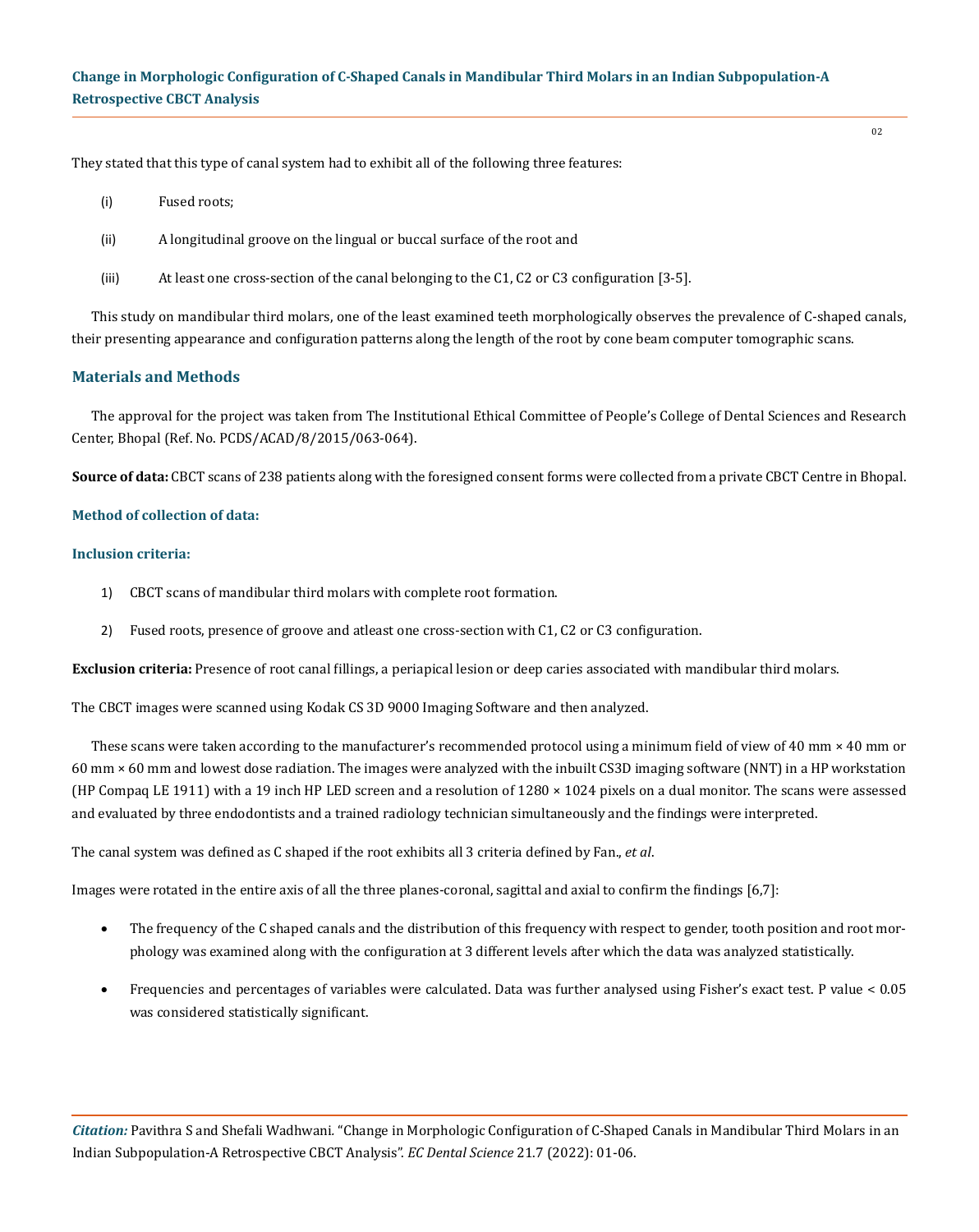They stated that this type of canal system had to exhibit all of the following three features:

(i) Fused roots;

(ii) A longitudinal groove on the lingual or buccal surface of the root and

(iii) At least one cross-section of the canal belonging to the C1, C2 or C3 configuration [3-5].

This study on mandibular third molars, one of the least examined teeth morphologically observes the prevalence of C-shaped canals, their presenting appearance and configuration patterns along the length of the root by cone beam computer tomographic scans.

## Materials and Methods

The approval for the project was taken from The Institutional Ethical Committee of People's College of Dental Sciences and Research Center, Bhopal (Ref. No. PCDS/ACAD/8/2015/063-064).

**Source of data:** CBCT scans of 238 patients along with the foresigned consent forms were collected from a private CBCT Centre in Bhopal.

### Method of collection of data:

### Inclusion criteria:

1) CBCT scans of mandibular third molars with complete root formation.

2) Fused roots, presence of groove and atleast one cross-section with C1, C2 or C3 configuration.

**Exclusion criteria:** Presence of root canal fillings, a periapical lesion or deep caries associated with mandibular third molars.

The CBCT images were scanned using Kodak CS 3D 9000 Imaging Software and then analyzed.

These scans were taken according to the manufacturer's recommended protocol using a minimum field of view of 40 mm × 40 mm or 60 mm × 60 mm and lowest dose radiation. The images were analyzed with the inbuilt CS3D imaging software (NNT) in a HP workstation (HP Compaq LE 1911) with a 19 inch HP LED screen and a resolution of 1280 × 1024 pixels on a dual monitor. The scans were assessed and evaluated by three endodontists and a trained radiology technician simultaneously and the findings were interpreted.

The canal system was defined as C shaped if the root exhibits all 3 criteria defined by Fan., *et al*.

Images were rotated in the entire axis of all the three planes-coronal, sagittal and axial to confirm the findings [6,7]:

- The frequency of the C shaped canals and the distribution of this frequency with respect to gender, tooth position and root morphology was examined along with the configuration at 3 different levels after which the data was analyzed statistically.
- Frequencies and percentages of variables were calculated. Data was further analysed using Fisher's exact test. P value < 0.05 was considered statistically significant.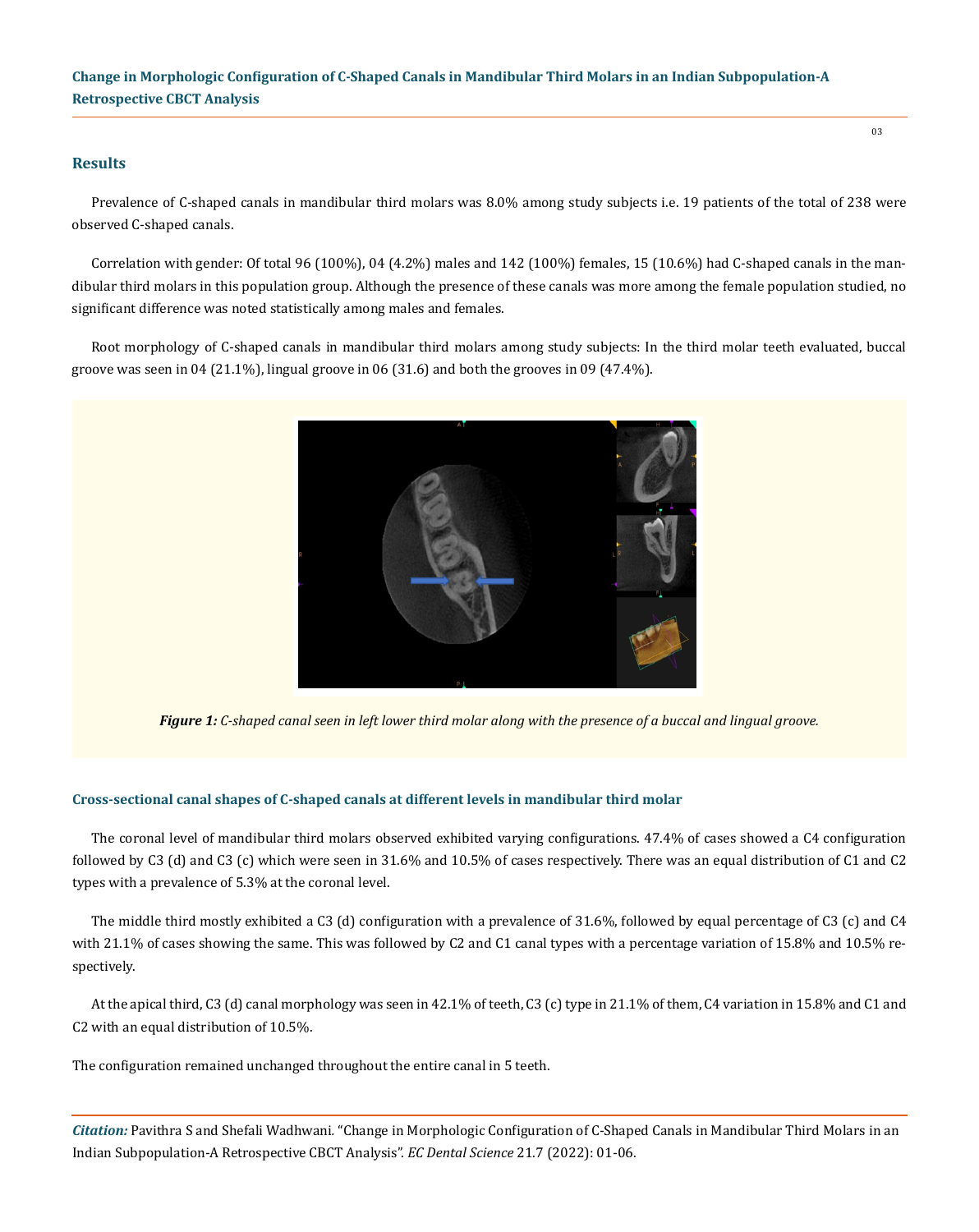## Results

Prevalence of C-shaped canals in mandibular third molars was 8.0% among study subjects i.e. 19 patients of the total of 238 were observed C-shaped canals.

Correlation with gender: Of total 96 (100%), 04 (4.2%) males and 142 (100%) females, 15 (10.6%) had C-shaped canals in the mandibular third molars in this population group. Although the presence of these canals was more among the female population studied, no significant difference was noted statistically among males and females.

Root morphology of C-shaped canals in mandibular third molars among study subjects: In the third molar teeth evaluated, buccal groove was seen in 04 (21.1%), lingual groove in 06 (31.6) and both the grooves in 09 (47.4%).

***Figure 1:** C-shaped canal seen in left lower third molar along with the presence of a buccal and lingual groove.*

### Cross-sectional canal shapes of C-shaped canals at different levels in mandibular third molar

The coronal level of mandibular third molars observed exhibited varying configurations. 47.4% of cases showed a C4 configuration followed by C3 (d) and C3 (c) which were seen in 31.6% and 10.5% of cases respectively. There was an equal distribution of C1 and C2 types with a prevalence of 5.3% at the coronal level.

The middle third mostly exhibited a C3 (d) configuration with a prevalence of 31.6%, followed by equal percentage of C3 (c) and C4 with 21.1% of cases showing the same. This was followed by C2 and C1 canal types with a percentage variation of 15.8% and 10.5% respectively.

At the apical third, C3 (d) canal morphology was seen in 42.1% of teeth, C3 (c) type in 21.1% of them, C4 variation in 15.8% and C1 and C2 with an equal distribution of 10.5%.

The configuration remained unchanged throughout the entire canal in 5 teeth.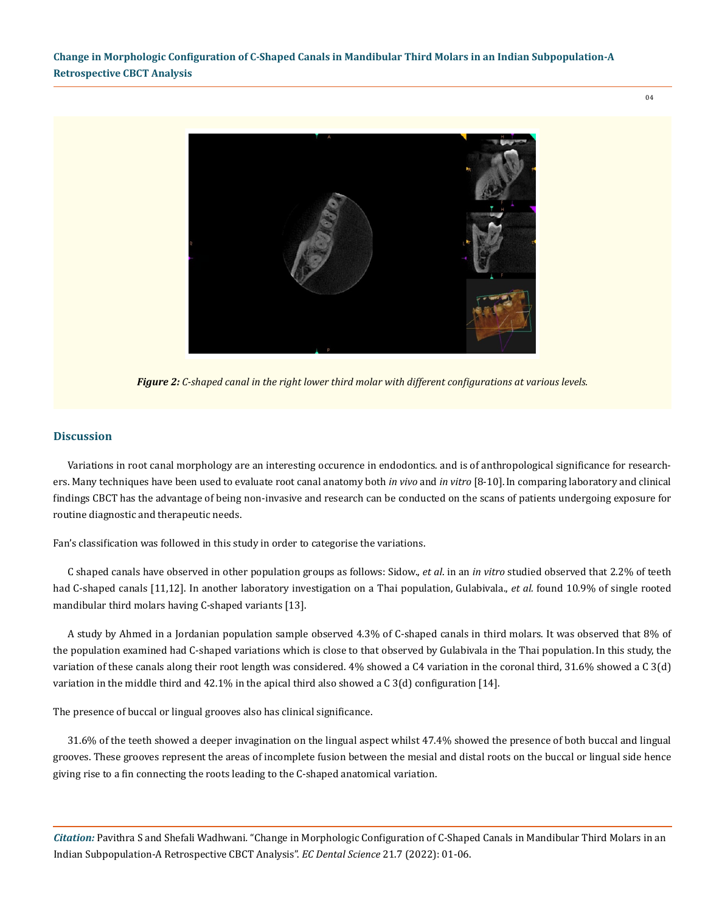*Figure 2: C-shaped canal in the right lower third molar with different configurations at various levels.*

## Discussion

Variations in root canal morphology are an interesting occurence in endodontics. and is of anthropological significance for researchers. Many techniques have been used to evaluate root canal anatomy both *in vivo* and *in vitro* [8-10]. In comparing laboratory and clinical findings CBCT has the advantage of being non-invasive and research can be conducted on the scans of patients undergoing exposure for routine diagnostic and therapeutic needs.

Fan's classification was followed in this study in order to categorise the variations.

C shaped canals have observed in other population groups as follows: Sidow., *et al.* in an *in vitro* studied observed that 2.2% of teeth had C-shaped canals [11,12]. In another laboratory investigation on a Thai population, Gulabivala., *et al.* found 10.9% of single rooted mandibular third molars having C-shaped variants [13].

A study by Ahmed in a Jordanian population sample observed 4.3% of C-shaped canals in third molars. It was observed that 8% of the population examined had C-shaped variations which is close to that observed by Gulabivala in the Thai population. In this study, the variation of these canals along their root length was considered. 4% showed a C4 variation in the coronal third, 31.6% showed a C 3(d) variation in the middle third and 42.1% in the apical third also showed a C 3(d) configuration [14].

The presence of buccal or lingual grooves also has clinical significance.

31.6% of the teeth showed a deeper invagination on the lingual aspect whilst 47.4% showed the presence of both buccal and lingual grooves. These grooves represent the areas of incomplete fusion between the mesial and distal roots on the buccal or lingual side hence giving rise to a fin connecting the roots leading to the C-shaped anatomical variation.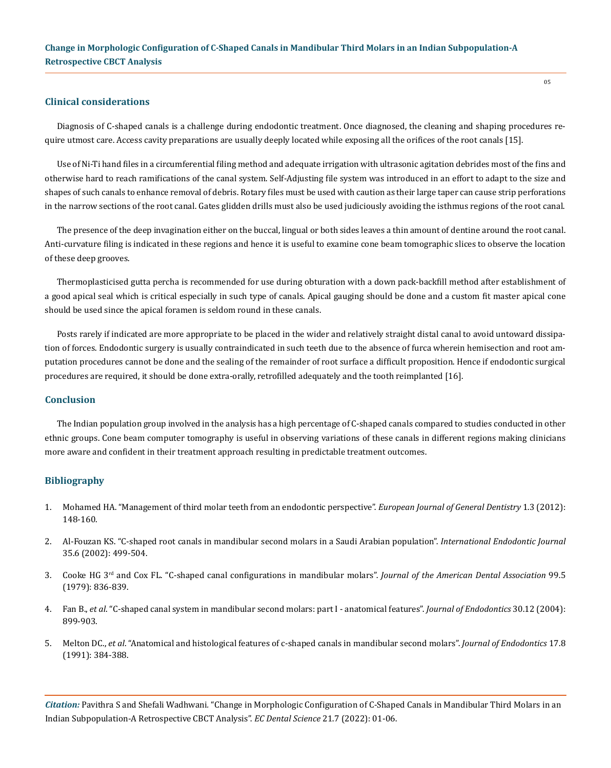## Clinical considerations

Diagnosis of C-shaped canals is a challenge during endodontic treatment. Once diagnosed, the cleaning and shaping procedures require utmost care. Access cavity preparations are usually deeply located while exposing all the orifices of the root canals [15].

Use of Ni-Ti hand files in a circumferential filing method and adequate irrigation with ultrasonic agitation debrides most of the fins and otherwise hard to reach ramifications of the canal system. Self-Adjusting file system was introduced in an effort to adapt to the size and shapes of such canals to enhance removal of debris. Rotary files must be used with caution as their large taper can cause strip perforations in the narrow sections of the root canal. Gates glidden drills must also be used judiciously avoiding the isthmus regions of the root canal.

The presence of the deep invagination either on the buccal, lingual or both sides leaves a thin amount of dentine around the root canal. Anti-curvature filing is indicated in these regions and hence it is useful to examine cone beam tomographic slices to observe the location of these deep grooves.

Thermoplasticised gutta percha is recommended for use during obturation with a down pack-backfill method after establishment of a good apical seal which is critical especially in such type of canals. Apical gauging should be done and a custom fit master apical cone should be used since the apical foramen is seldom round in these canals.

Posts rarely if indicated are more appropriate to be placed in the wider and relatively straight distal canal to avoid untoward dissipation of forces. Endodontic surgery is usually contraindicated in such teeth due to the absence of furca wherein hemisection and root amputation procedures cannot be done and the sealing of the remainder of root surface a difficult proposition. Hence if endodontic surgical procedures are required, it should be done extra-orally, retrofilled adequately and the tooth reimplanted [16].

## Conclusion

The Indian population group involved in the analysis has a high percentage of C-shaped canals compared to studies conducted in other ethnic groups. Cone beam computer tomography is useful in observing variations of these canals in different regions making clinicians more aware and confident in their treatment approach resulting in predictable treatment outcomes.

## Bibliography

1. Mohamed HA. "Management of third molar teeth from an endodontic perspective". *European Journal of General Dentistry* 1.3 (2012): 148-160.
2. Al-Fouzan KS. "C-shaped root canals in mandibular second molars in a Saudi Arabian population". *International Endodontic Journal* 35.6 (2002): 499-504.
3. Cooke HG 3rd and Cox FL. "C-shaped canal configurations in mandibular molars". *Journal of the American Dental Association* 99.5 (1979): 836-839.
4. Fan B., *et al*. "C-shaped canal system in mandibular second molars: part I - anatomical features". *Journal of Endodontics* 30.12 (2004): 899-903.
5. Melton DC., *et al*. "Anatomical and histological features of c-shaped canals in mandibular second molars". *Journal of Endodontics* 17.8 (1991): 384-388.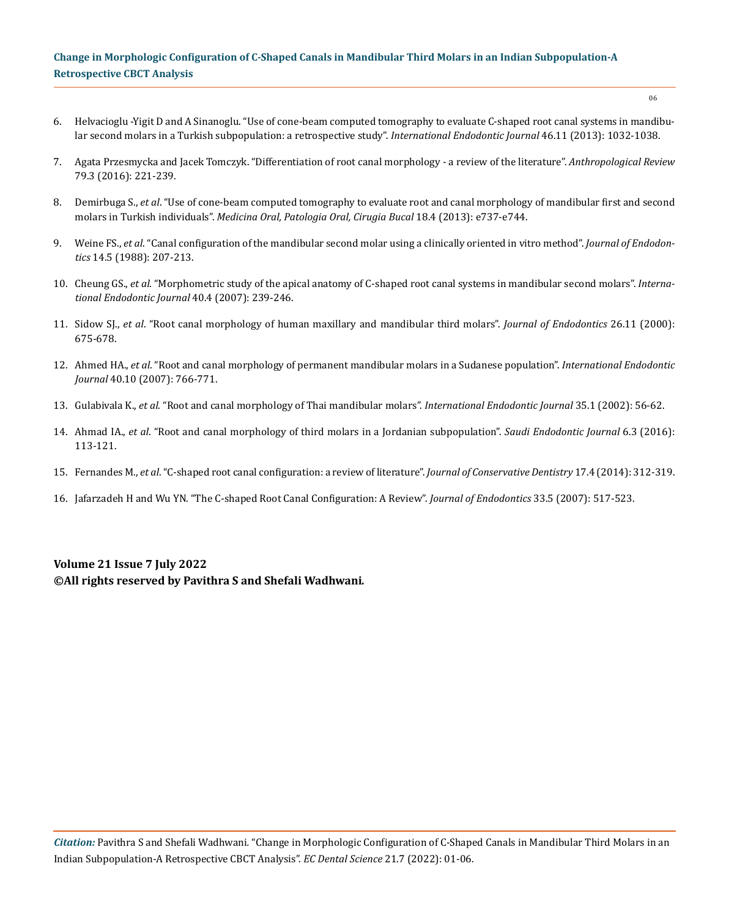6. Helvacioglu -Yigit D and A Sinanoglu. "Use of cone-beam computed tomography to evaluate C-shaped root canal systems in mandibular second molars in a Turkish subpopulation: a retrospective study". *International Endodontic Journal* 46.11 (2013): 1032-1038.

7. Agata Przesmycka and Jacek Tomczyk. "Differentiation of root canal morphology - a review of the literature". *Anthropological Review* 79.3 (2016): 221-239.

8. Demirbuga S., *et al*. "Use of cone-beam computed tomography to evaluate root and canal morphology of mandibular first and second molars in Turkish individuals". *Medicina Oral, Patologia Oral, Cirugia Bucal* 18.4 (2013): e737-e744.

9. Weine FS., *et al*. "Canal configuration of the mandibular second molar using a clinically oriented in vitro method". *Journal of Endodontics* 14.5 (1988): 207-213.

10. Cheung GS., *et al*. "Morphometric study of the apical anatomy of C-shaped root canal systems in mandibular second molars". *International Endodontic Journal* 40.4 (2007): 239-246.

11. Sidow SJ., *et al*. "Root canal morphology of human maxillary and mandibular third molars". *Journal of Endodontics* 26.11 (2000): 675-678.

12. Ahmed HA., *et al*. "Root and canal morphology of permanent mandibular molars in a Sudanese population". *International Endodontic Journal* 40.10 (2007): 766-771.

13. Gulabivala K., *et al*. "Root and canal morphology of Thai mandibular molars". *International Endodontic Journal* 35.1 (2002): 56-62.

14. Ahmad IA., *et al*. "Root and canal morphology of third molars in a Jordanian subpopulation". *Saudi Endodontic Journal* 6.3 (2016): 113-121.

15. Fernandes M., *et al*. "C-shaped root canal configuration: a review of literature". *Journal of Conservative Dentistry* 17.4 (2014): 312-319.

16. Jafarzadeh H and Wu YN. "The C-shaped Root Canal Configuration: A Review". *Journal of Endodontics* 33.5 (2007): 517-523.

**Volume 21 Issue 7 July 2022**
**©All rights reserved by Pavithra S and Shefali Wadhwani.**